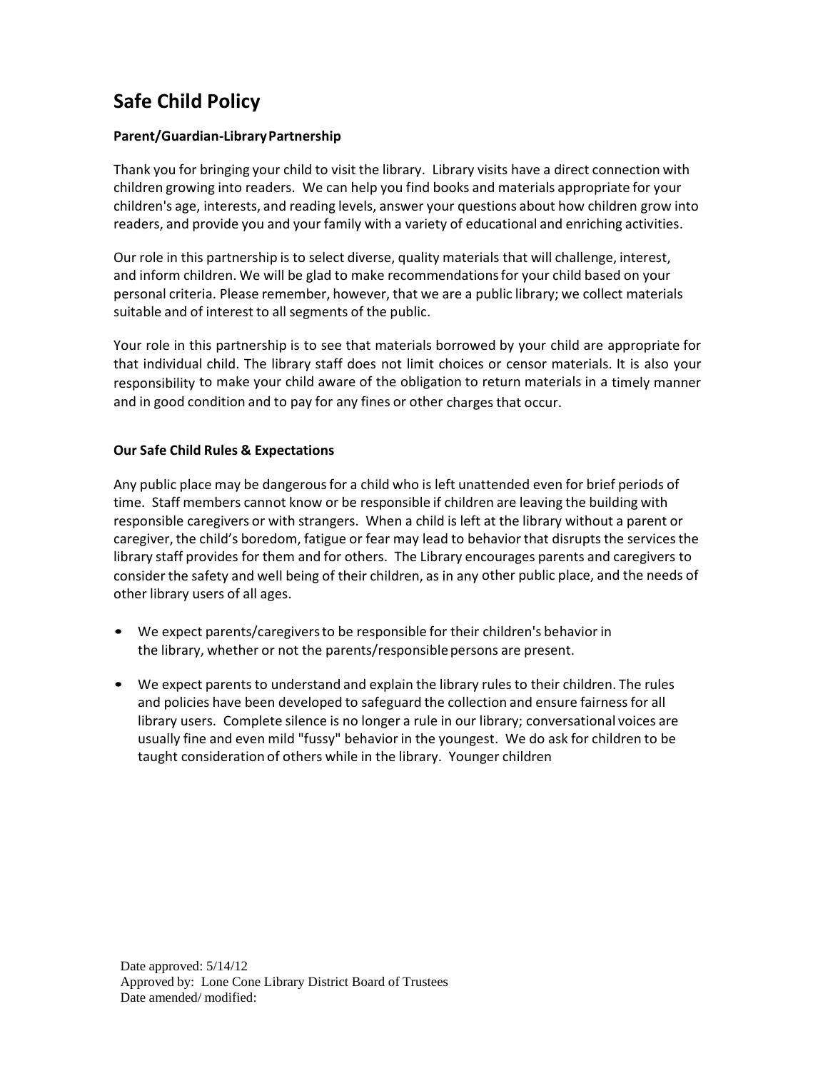# Safe Child Policy

**Parent/Guardian-Library Partnership**

Thank you for bringing your child to visit the library. Library visits have a direct connection with children growing into readers. We can help you find books and materials appropriate for your children's age, interests, and reading levels, answer your questions about how children grow into readers, and provide you and your family with a variety of educational and enriching activities.

Our role in this partnership is to select diverse, quality materials that will challenge, interest, and inform children. We will be glad to make recommendations for your child based on your personal criteria. Please remember, however, that we are a public library; we collect materials suitable and of interest to all segments of the public.

Your role in this partnership is to see that materials borrowed by your child are appropriate for that individual child. The library staff does not limit choices or censor materials. It is also your responsibility to make your child aware of the obligation to return materials in a timely manner and in good condition and to pay for any fines or other charges that occur.

**Our Safe Child Rules & Expectations**

Any public place may be dangerous for a child who is left unattended even for brief periods of time. Staff members cannot know or be responsible if children are leaving the building with responsible caregivers or with strangers. When a child is left at the library without a parent or caregiver, the child's boredom, fatigue or fear may lead to behavior that disrupts the services the library staff provides for them and for others. The Library encourages parents and caregivers to consider the safety and well being of their children, as in any other public place, and the needs of other library users of all ages.

- We expect parents/caregivers to be responsible for their children's behavior in the library, whether or not the parents/responsible persons are present.
- We expect parents to understand and explain the library rules to their children. The rules and policies have been developed to safeguard the collection and ensure fairness for all library users. Complete silence is no longer a rule in our library; conversational voices are usually fine and even mild "fussy" behavior in the youngest. We do ask for children to be taught consideration of others while in the library. Younger children

Date approved: 5/14/12
Approved by: Lone Cone Library District Board of Trustees
Date amended/ modified: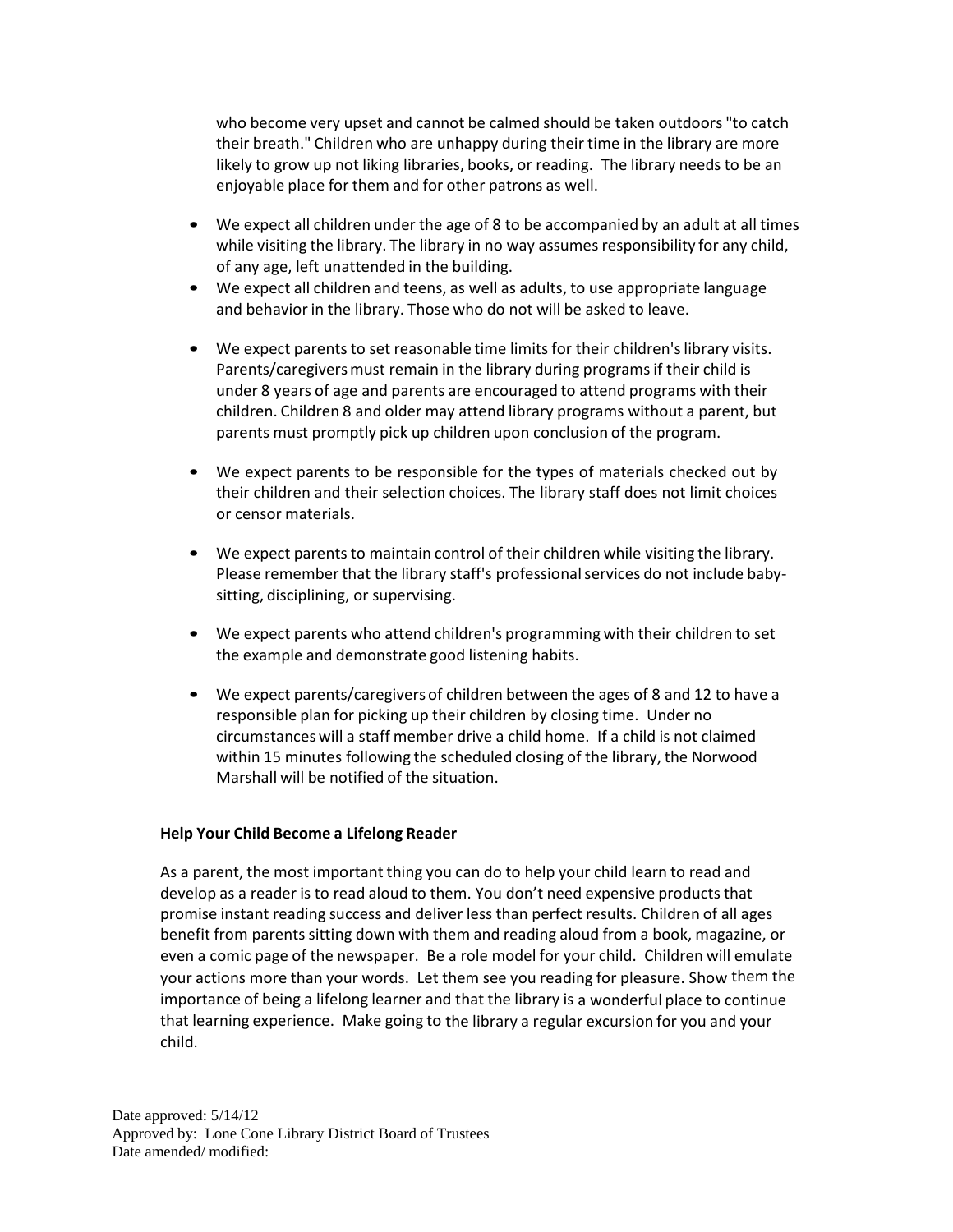who become very upset and cannot be calmed should be taken outdoors "to catch their breath." Children who are unhappy during their time in the library are more likely to grow up not liking libraries, books, or reading. The library needs to be an enjoyable place for them and for other patrons as well.

- We expect all children under the age of 8 to be accompanied by an adult at all times while visiting the library. The library in no way assumes responsibility for any child, of any age, left unattended in the building.
- We expect all children and teens, as well as adults, to use appropriate language and behavior in the library. Those who do not will be asked to leave.
- We expect parents to set reasonable time limits for their children's library visits. Parents/caregivers must remain in the library during programs if their child is under 8 years of age and parents are encouraged to attend programs with their children. Children 8 and older may attend library programs without a parent, but parents must promptly pick up children upon conclusion of the program.
- We expect parents to be responsible for the types of materials checked out by their children and their selection choices. The library staff does not limit choices or censor materials.
- We expect parents to maintain control of their children while visiting the library. Please remember that the library staff's professional services do not include baby-sitting, disciplining, or supervising.
- We expect parents who attend children's programming with their children to set the example and demonstrate good listening habits.
- We expect parents/caregivers of children between the ages of 8 and 12 to have a responsible plan for picking up their children by closing time. Under no circumstances will a staff member drive a child home. If a child is not claimed within 15 minutes following the scheduled closing of the library, the Norwood Marshall will be notified of the situation.

**Help Your Child Become a Lifelong Reader**

As a parent, the most important thing you can do to help your child learn to read and develop as a reader is to read aloud to them. You don't need expensive products that promise instant reading success and deliver less than perfect results. Children of all ages benefit from parents sitting down with them and reading aloud from a book, magazine, or even a comic page of the newspaper. Be a role model for your child. Children will emulate your actions more than your words. Let them see you reading for pleasure. Show them the importance of being a lifelong learner and that the library is a wonderful place to continue that learning experience. Make going to the library a regular excursion for you and your child.

Date approved: 5/14/12
Approved by: Lone Cone Library District Board of Trustees
Date amended/ modified: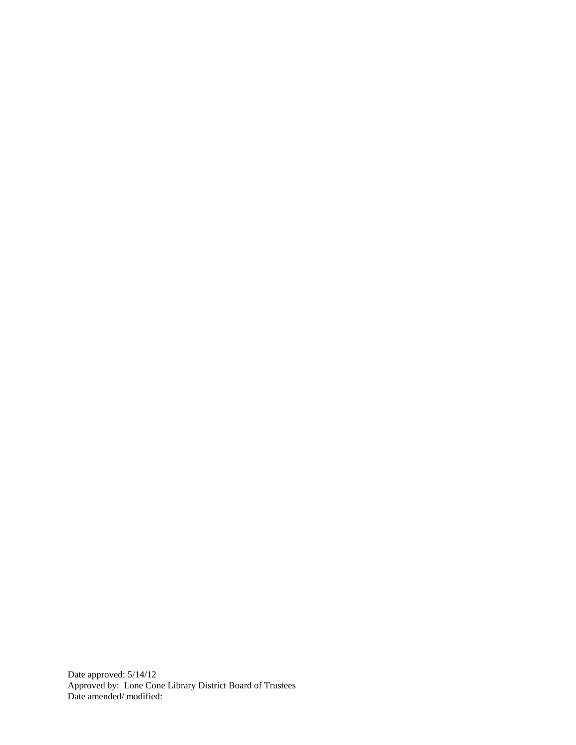Date approved: 5/14/12
Approved by: Lone Cone Library District Board of Trustees
Date amended/ modified: